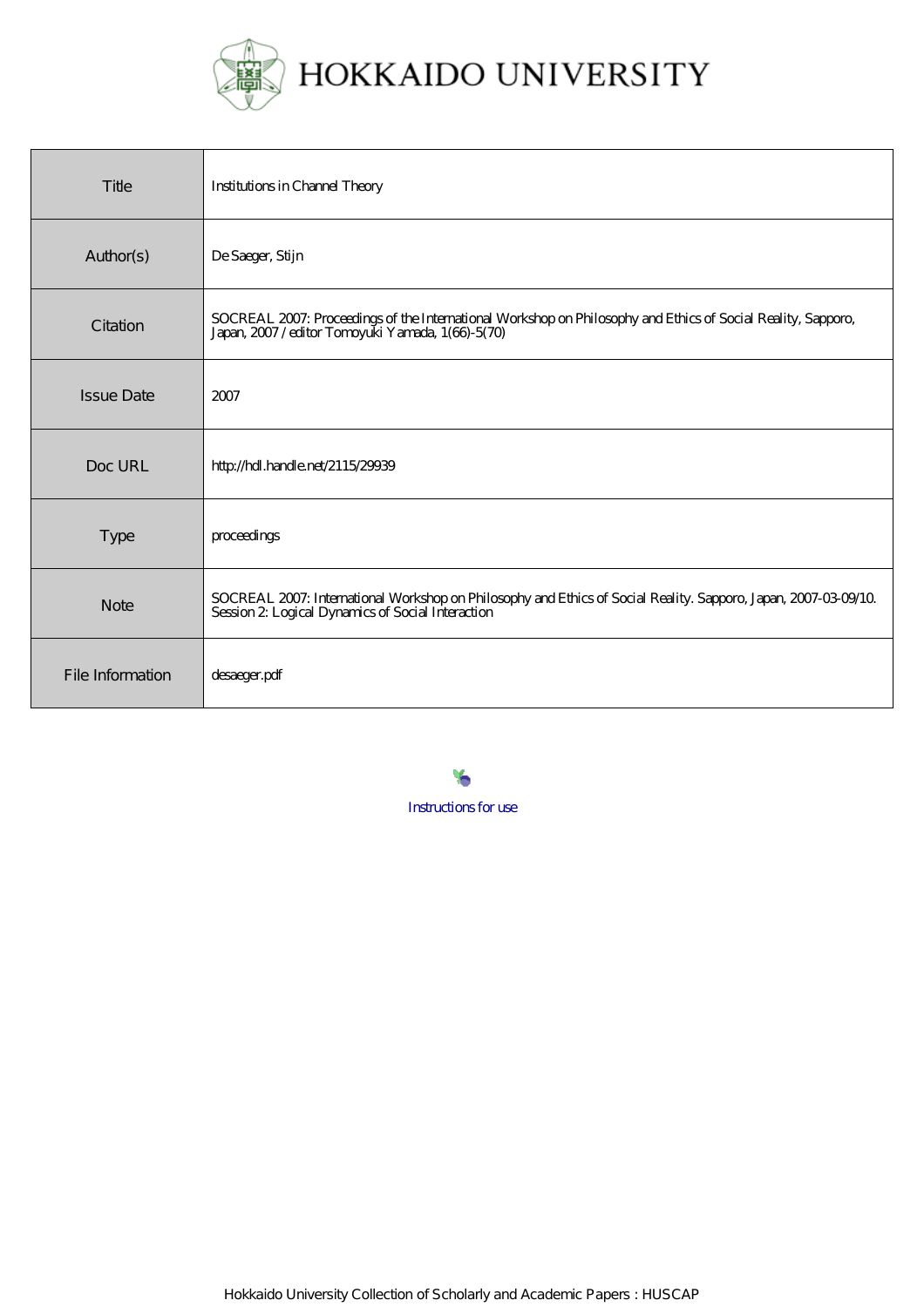# HOKKAIDO UNIVERSITY

| Title | Institutions in Channel Theory |
| --- | --- |
| Author(s) | De Saeger, Stijn |
| Citation | SOCREAL 2007: Proceedings of the International Workshop on Philosophy and Ethics of Social Reality, Sapporo, Japan, 2007 / editor Tomoyuki Yamada, 1(66)-5(70) |
| Issue Date | 2007 |
| Doc URL | http://hdl.handle.net/2115/29939 |
| Type | proceedings |
| Note | SOCREAL 2007: International Workshop on Philosophy and Ethics of Social Reality. Sapporo, Japan, 2007-03-09/10. Session 2: Logical Dynamics of Social Interaction |
| File Information | desaeger.pdf |

Instructions for use

Hokkaido University Collection of Scholarly and Academic Papers : HUSCAP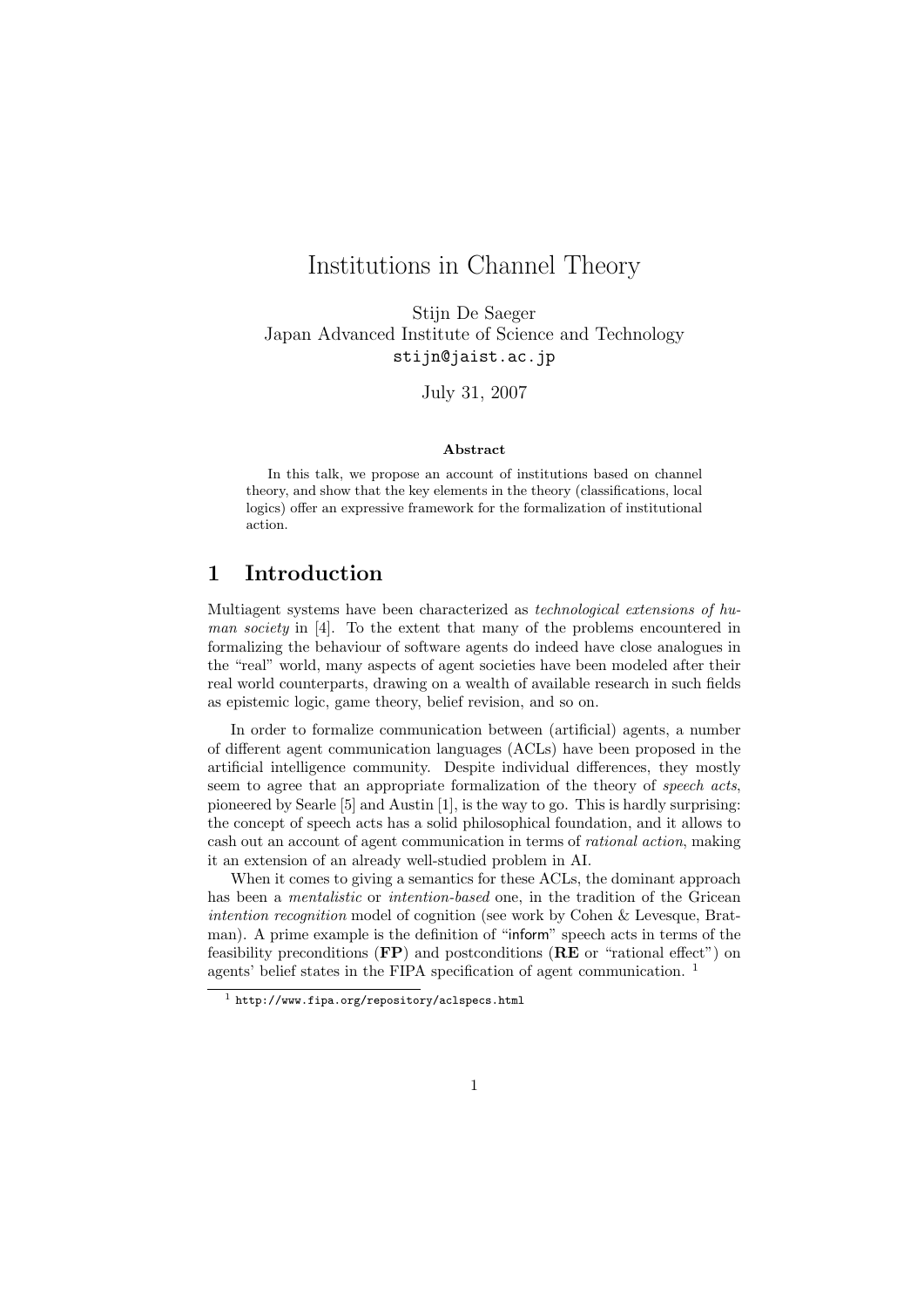# Institutions in Channel Theory

Stijn De Saeger
Japan Advanced Institute of Science and Technology
stijn@jaist.ac.jp

July 31, 2007

**Abstract**

In this talk, we propose an account of institutions based on channel theory, and show that the key elements in the theory (classifications, local logics) offer an expressive framework for the formalization of institutional action.

## 1 Introduction

Multiagent systems have been characterized as *technological extensions of human society* in [4]. To the extent that many of the problems encountered in formalizing the behaviour of software agents do indeed have close analogues in the "real" world, many aspects of agent societies have been modeled after their real world counterparts, drawing on a wealth of available research in such fields as epistemic logic, game theory, belief revision, and so on.

In order to formalize communication between (artificial) agents, a number of different agent communication languages (ACLs) have been proposed in the artificial intelligence community. Despite individual differences, they mostly seem to agree that an appropriate formalization of the theory of *speech acts*, pioneered by Searle [5] and Austin [1], is the way to go. This is hardly surprising: the concept of speech acts has a solid philosophical foundation, and it allows to cash out an account of agent communication in terms of *rational action*, making it an extension of an already well-studied problem in AI.

When it comes to giving a semantics for these ACLs, the dominant approach has been a *mentalistic* or *intention-based* one, in the tradition of the Gricean *intention recognition* model of cognition (see work by Cohen & Levesque, Bratman). A prime example is the definition of "inform" speech acts in terms of the feasibility preconditions (**FP**) and postconditions (**RE** or "rational effect") on agents' belief states in the FIPA specification of agent communication. [1]

[1] http://www.fipa.org/repository/aclspecs.html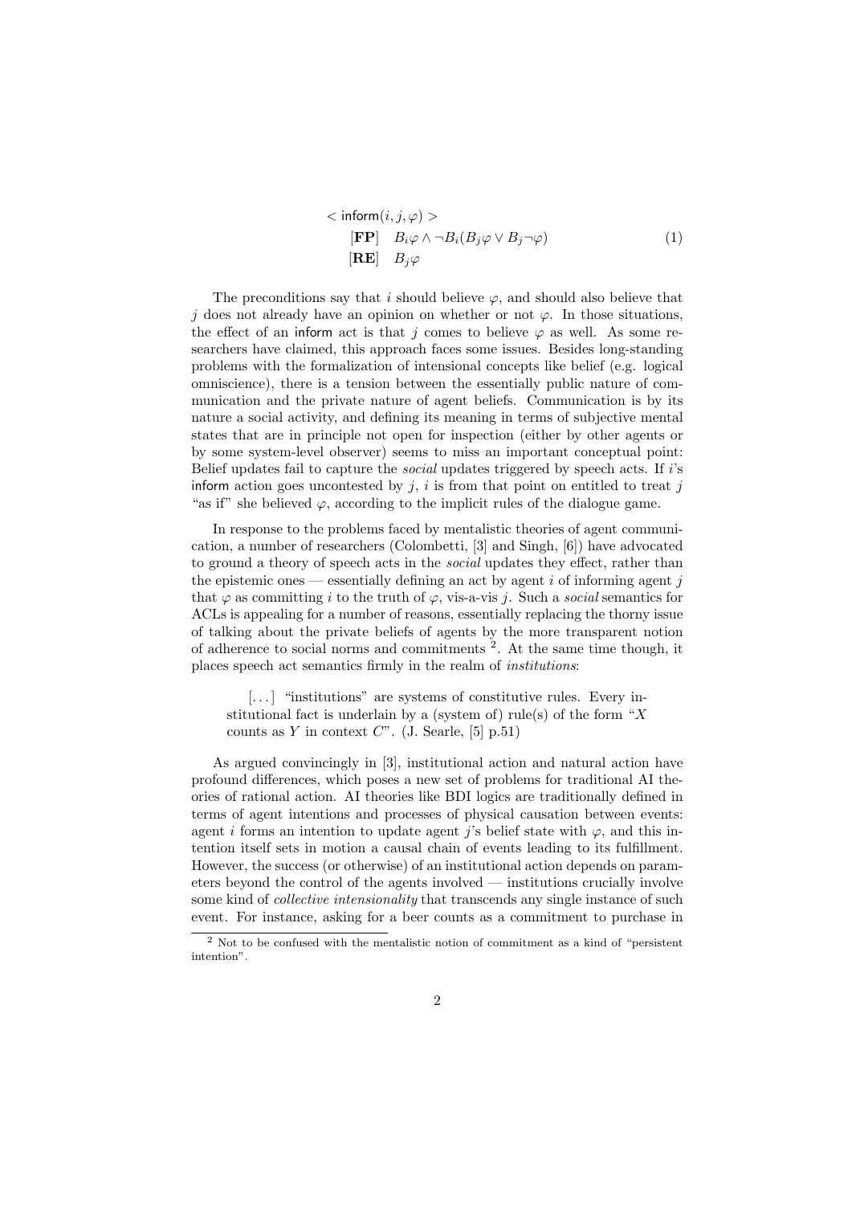$$
\begin{array}{ll}
< \mathsf{inform}(i, j, \varphi) > & \\
\quad [\mathbf{FP}] \quad B_i\varphi \wedge \neg B_i(B_j\varphi \vee B_j\neg\varphi) & \\
\quad [\mathbf{RE}] \quad B_j\varphi &
\end{array}
\tag{1}
$$

The preconditions say that $i$ should believe $\varphi$, and should also believe that $j$ does not already have an opinion on whether or not $\varphi$. In those situations, the effect of an inform act is that $j$ comes to believe $\varphi$ as well. As some researchers have claimed, this approach faces some issues. Besides long-standing problems with the formalization of intensional concepts like belief (e.g. logical omniscience), there is a tension between the essentially public nature of communication and the private nature of agent beliefs. Communication is by its nature a social activity, and defining its meaning in terms of subjective mental states that are in principle not open for inspection (either by other agents or by some system-level observer) seems to miss an important conceptual point: Belief updates fail to capture the *social* updates triggered by speech acts. If $i$'s inform action goes uncontested by $j$, $i$ is from that point on entitled to treat $j$ "as if" she believed $\varphi$, according to the implicit rules of the dialogue game.

In response to the problems faced by mentalistic theories of agent communication, a number of researchers (Colombetti, [3] and Singh, [6]) have advocated to ground a theory of speech acts in the *social* updates they effect, rather than the epistemic ones — essentially defining an act by agent $i$ of informing agent $j$ that $\varphi$ as committing $i$ to the truth of $\varphi$, vis-a-vis $j$. Such a *social* semantics for ACLs is appealing for a number of reasons, essentially replacing the thorny issue of talking about the private beliefs of agents by the more transparent notion of adherence to social norms and commitments [2]. At the same time though, it places speech act semantics firmly in the realm of *institutions*:

> [...] "institutions" are systems of constitutive rules. Every institutional fact is underlain by a (system of) rule(s) of the form "$X$ counts as $Y$ in context $C$". (J. Searle, [5] p.51)

As argued convincingly in [3], institutional action and natural action have profound differences, which poses a new set of problems for traditional AI theories of rational action. AI theories like BDI logics are traditionally defined in terms of agent intentions and processes of physical causation between events: agent $i$ forms an intention to update agent $j$'s belief state with $\varphi$, and this intention itself sets in motion a causal chain of events leading to its fulfillment. However, the success (or otherwise) of an institutional action depends on parameters beyond the control of the agents involved — institutions crucially involve some kind of *collective intensionality* that transcends any single instance of such event. For instance, asking for a beer counts as a commitment to purchase in

[2] Not to be confused with the mentalistic notion of commitment as a kind of "persistent intention".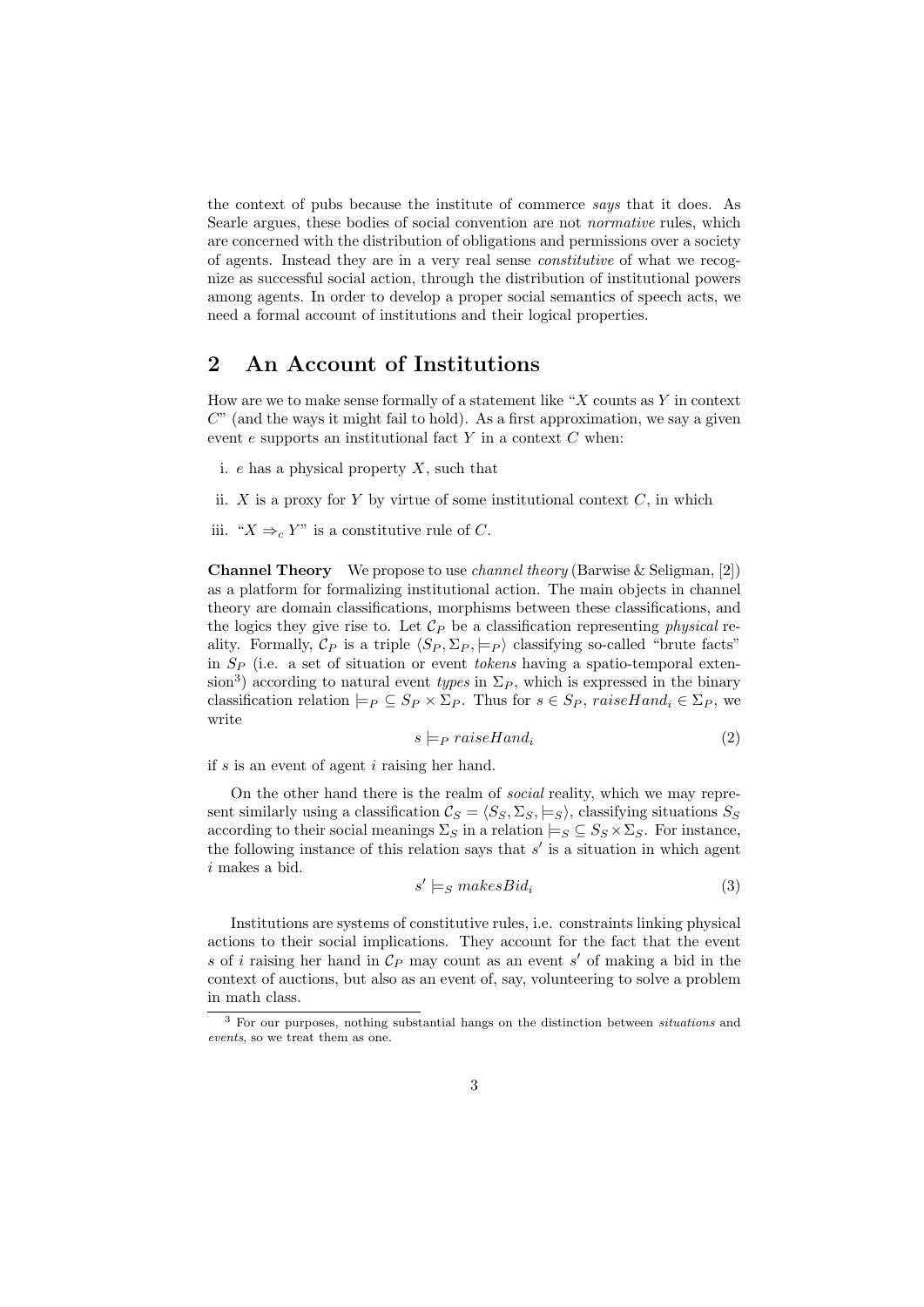the context of pubs because the institute of commerce *says* that it does. As Searle argues, these bodies of social convention are not *normative* rules, which are concerned with the distribution of obligations and permissions over a society of agents. Instead they are in a very real sense *constitutive* of what we recognize as successful social action, through the distribution of institutional powers among agents. In order to develop a proper social semantics of speech acts, we need a formal account of institutions and their logical properties.

## 2 An Account of Institutions

How are we to make sense formally of a statement like "$X$ counts as $Y$ in context $C$" (and the ways it might fail to hold). As a first approximation, we say a given event $e$ supports an institutional fact $Y$ in a context $C$ when:

i. $e$ has a physical property $X$, such that

ii. $X$ is a proxy for $Y$ by virtue of some institutional context $C$, in which

iii. "$X \Rightarrow_c Y$" is a constitutive rule of $C$.

**Channel Theory** We propose to use *channel theory* (Barwise & Seligman, [2]) as a platform for formalizing institutional action. The main objects in channel theory are domain classifications, morphisms between these classifications, and the logics they give rise to. Let $\mathcal{C}_P$ be a classification representing *physical* reality. Formally, $\mathcal{C}_P$ is a triple $\langle S_P, \Sigma_P, \models_P \rangle$ classifying so-called "brute facts" in $S_P$ (i.e. a set of situation or event *tokens* having a spatio-temporal extension[3]) according to natural event *types* in $\Sigma_P$, which is expressed in the binary classification relation $\models_P \subseteq S_P \times \Sigma_P$. Thus for $s \in S_P$, $raiseHand_i \in \Sigma_P$, we write

$$s \models_P raiseHand_i \tag{2}$$

if $s$ is an event of agent $i$ raising her hand.

On the other hand there is the realm of *social* reality, which we may represent similarly using a classification $\mathcal{C}_S = \langle S_S, \Sigma_S, \models_S \rangle$, classifying situations $S_S$ according to their social meanings $\Sigma_S$ in a relation $\models_S \subseteq S_S \times \Sigma_S$. For instance, the following instance of this relation says that $s'$ is a situation in which agent $i$ makes a bid.

$$s' \models_S makesBid_i \tag{3}$$

Institutions are systems of constitutive rules, i.e. constraints linking physical actions to their social implications. They account for the fact that the event $s$ of $i$ raising her hand in $\mathcal{C}_P$ may count as an event $s'$ of making a bid in the context of auctions, but also as an event of, say, volunteering to solve a problem in math class.

[3] For our purposes, nothing substantial hangs on the distinction between *situations* and *events*, so we treat them as one.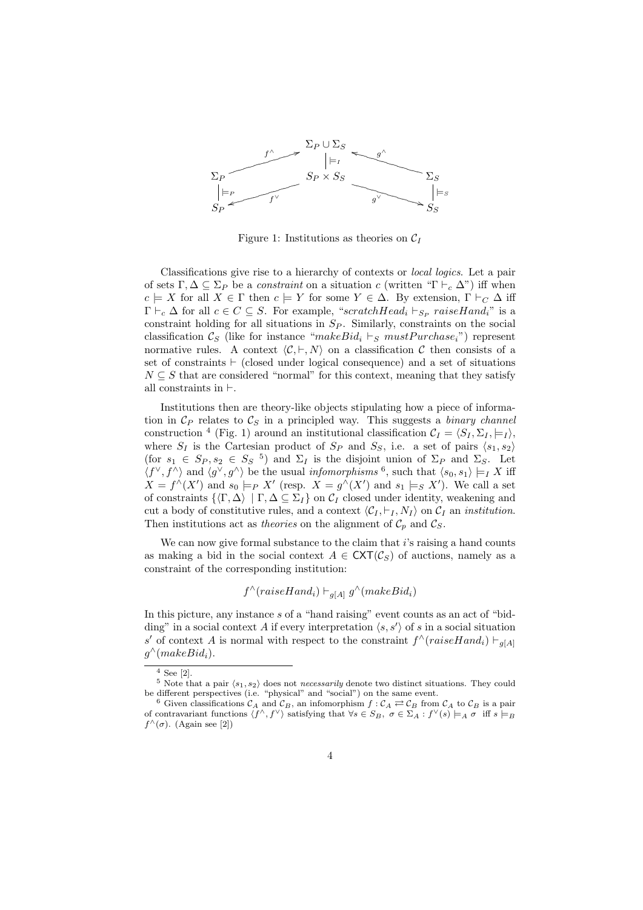$$
\begin{array}{ccccc}
 & & \Sigma_P \cup \Sigma_S & & \\
 & \nearrow^{f^\wedge} & \big| \models_I & \nwarrow^{g^\wedge} & \\
\Sigma_P & & S_P \times S_S & & \Sigma_S \\
\big| \models_P & \swarrow_{f^\vee} & & \searrow_{g^\vee} & \big| \models_S \\
S_P & & & & S_S
\end{array}
$$

Figure 1: Institutions as theories on $\mathcal{C}_I$

Classifications give rise to a hierarchy of contexts or *local logics*. Let a pair of sets $\Gamma, \Delta \subseteq \Sigma_P$ be a *constraint* on a situation $c$ (written "$\Gamma \vdash_c \Delta$") iff when $c \models X$ for all $X \in \Gamma$ then $c \models Y$ for some $Y \in \Delta$. By extension, $\Gamma \vdash_C \Delta$ iff $\Gamma \vdash_c \Delta$ for all $c \in C \subseteq S$. For example, "$scratchHead_i \vdash_{S_P} raiseHand_i$" is a constraint holding for all situations in $S_P$. Similarly, constraints on the social classification $\mathcal{C}_S$ (like for instance "$makeBid_i \vdash_S mustPurchase_i$") represent normative rules. A context $\langle \mathcal{C}, \vdash, N \rangle$ on a classification $\mathcal{C}$ then consists of a set of constraints $\vdash$ (closed under logical consequence) and a set of situations $N \subseteq S$ that are considered "normal" for this context, meaning that they satisfy all constraints in $\vdash$.

Institutions then are theory-like objects stipulating how a piece of information in $\mathcal{C}_P$ relates to $\mathcal{C}_S$ in a principled way. This suggests a *binary channel* construction [4] (Fig. 1) around an institutional classification $\mathcal{C}_I = \langle S_I, \Sigma_I, \models_I \rangle$, where $S_I$ is the Cartesian product of $S_P$ and $S_S$, i.e. a set of pairs $\langle s_1, s_2 \rangle$ (for $s_1 \in S_P, s_2 \in S_S$ [5]) and $\Sigma_I$ is the disjoint union of $\Sigma_P$ and $\Sigma_S$. Let $\langle f^\vee, f^\wedge \rangle$ and $\langle g^\vee, g^\wedge \rangle$ be the usual *infomorphisms* [6], such that $\langle s_0, s_1 \rangle \models_I X$ iff $X = f^\wedge(X')$ and $s_0 \models_P X'$ (resp. $X = g^\wedge(X')$ and $s_1 \models_S X'$). We call a set of constraints $\{\langle \Gamma, \Delta \rangle \mid \Gamma, \Delta \subseteq \Sigma_I\}$ on $\mathcal{C}_I$ closed under identity, weakening and cut a body of constitutive rules, and a context $\langle \mathcal{C}_I, \vdash_I, N_I \rangle$ on $\mathcal{C}_I$ an *institution*. Then institutions act as *theories* on the alignment of $\mathcal{C}_p$ and $\mathcal{C}_S$.

We can now give formal substance to the claim that $i$'s raising a hand counts as making a bid in the social context $A \in \mathsf{CXT}(\mathcal{C}_S)$ of auctions, namely as a constraint of the corresponding institution:

$$f^\wedge(raiseHand_i) \vdash_{g[A]} g^\wedge(makeBid_i)$$

In this picture, any instance $s$ of a "hand raising" event counts as an act of "bidding" in a social context $A$ if every interpretation $\langle s, s' \rangle$ of $s$ in a social situation $s'$ of context $A$ is normal with respect to the constraint $f^\wedge(raiseHand_i) \vdash_{g[A]} g^\wedge(makeBid_i)$.

---

[4] See [2].

[5] Note that a pair $\langle s_1, s_2 \rangle$ does not *necessarily* denote two distinct situations. They could be different perspectives (i.e. "physical" and "social") on the same event.

[6] Given classifications $\mathcal{C}_A$ and $\mathcal{C}_B$, an infomorphism $f : \mathcal{C}_A \rightleftarrows \mathcal{C}_B$ from $\mathcal{C}_A$ to $\mathcal{C}_B$ is a pair of contravariant functions $\langle f^\wedge, f^\vee \rangle$ satisfying that $\forall s \in S_B,\ \sigma \in \Sigma_A : f^\vee(s) \models_A \sigma$ iff $s \models_B f^\wedge(\sigma)$. (Again see [2])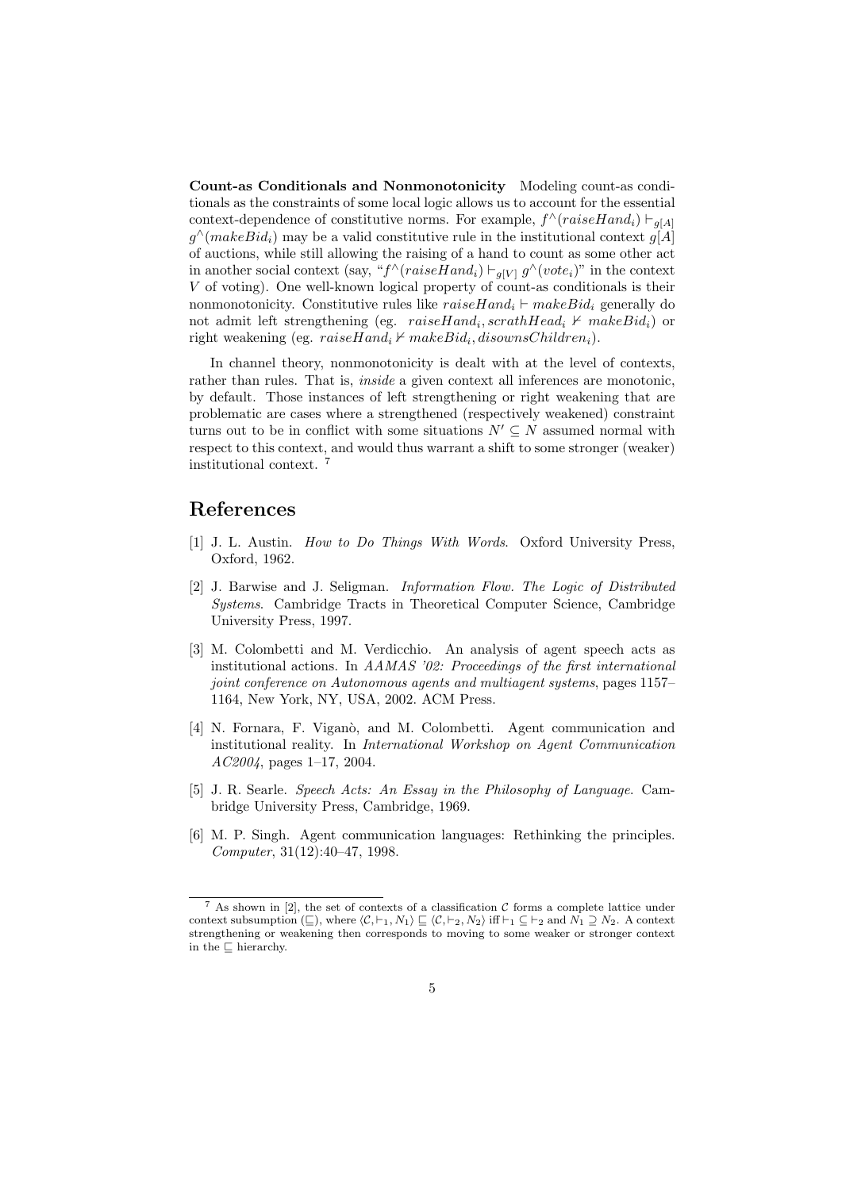**Count-as Conditionals and Nonmonotonicity** Modeling count-as conditionals as the constraints of some local logic allows us to account for the essential context-dependence of constitutive norms. For example, $f^{\wedge}(raiseHand_i) \vdash_{g[A]} g^{\wedge}(makeBid_i)$ may be a valid constitutive rule in the institutional context $g[A]$ of auctions, while still allowing the raising of a hand to count as some other act in another social context (say, "$f^{\wedge}(raiseHand_i) \vdash_{g[V]} g^{\wedge}(vote_i)$" in the context $V$ of voting). One well-known logical property of count-as conditionals is their nonmonotonicity. Constitutive rules like $raiseHand_i \vdash makeBid_i$ generally do not admit left strengthening (eg. $raiseHand_i, scrathHead_i \nvdash makeBid_i$) or right weakening (eg. $raiseHand_i \nvdash makeBid_i, disownsChildren_i$).

In channel theory, nonmonotonicity is dealt with at the level of contexts, rather than rules. That is, *inside* a given context all inferences are monotonic, by default. Those instances of left strengthening or right weakening that are problematic are cases where a strengthened (respectively weakened) constraint turns out to be in conflict with some situations $N' \subseteq N$ assumed normal with respect to this context, and would thus warrant a shift to some stronger (weaker) institutional context. [7]

# References

[1] J. L. Austin. *How to Do Things With Words*. Oxford University Press, Oxford, 1962.

[2] J. Barwise and J. Seligman. *Information Flow. The Logic of Distributed Systems*. Cambridge Tracts in Theoretical Computer Science, Cambridge University Press, 1997.

[3] M. Colombetti and M. Verdicchio. An analysis of agent speech acts as institutional actions. In *AAMAS '02: Proceedings of the first international joint conference on Autonomous agents and multiagent systems*, pages 1157–1164, New York, NY, USA, 2002. ACM Press.

[4] N. Fornara, F. Viganò, and M. Colombetti. Agent communication and institutional reality. In *International Workshop on Agent Communication AC2004*, pages 1–17, 2004.

[5] J. R. Searle. *Speech Acts: An Essay in the Philosophy of Language*. Cambridge University Press, Cambridge, 1969.

[6] M. P. Singh. Agent communication languages: Rethinking the principles. *Computer*, 31(12):40–47, 1998.

[7] As shown in [2], the set of contexts of a classification $\mathcal{C}$ forms a complete lattice under context subsumption ($\sqsubseteq$), where $\langle \mathcal{C}, \vdash_1, N_1 \rangle \sqsubseteq \langle \mathcal{C}, \vdash_2, N_2 \rangle$ iff $\vdash_1 \subseteq \vdash_2$ and $N_1 \supseteq N_2$. A context strengthening or weakening then corresponds to moving to some weaker or stronger context in the $\sqsubseteq$ hierarchy.